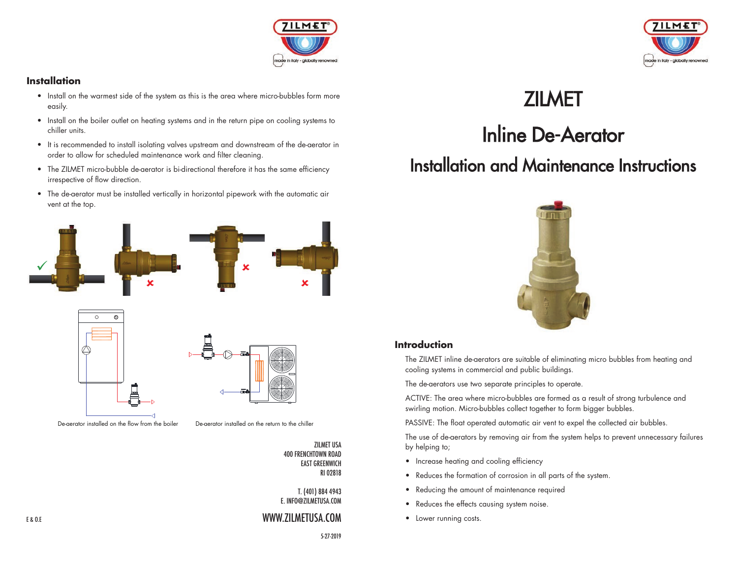# ZILMET

# Inline De-Aerator

## Installation and Maintenance Instructions

### Introduction

The ZILMET inline de-aerators are suitable of eliminating micro bubbles from heating and cooling systems in commercial and public buildings.

The de-aerators use two separate principles to operate.

ACTIVE: The area where micro-bubbles are formed as a result of strong turbulence and swirling motion. Micro-bubbles collect together to form bigger bubbles.

PASSIVE: The float operated automatic air vent to expel the collected air bubbles.

The use of de-aerators by removing air from the system helps to prevent unnecessary failures by helping to;

- Increase heating and cooling efficiency
- Reduces the formation of corrosion in all parts of the system.
- Reducing the amount of maintenance required
- Reduces the effects causing system noise.
- Lower running costs.

### Installation

- Install on the warmest side of the system as this is the area where micro-bubbles form more easily.
- Install on the boiler outlet on heating systems and in the return pipe on cooling systems to chiller units.
- It is recommended to install isolating valves upstream and downstream of the de-aerator in order to allow for scheduled maintenance work and filter cleaning.
- The ZILMET micro-bubble de-aerator is bi-directional therefore it has the same efficiency irrespective of flow direction.
- The de-aerator must be installed vertically in horizontal pipework with the automatic air vent at the top.

De-aerator installed on the flow from the boiler

De-aerator installed on the return to the chiller

ZILMET USA
400 FRENCHTOWN ROAD
EAST GREENWICH
RI 02818

T. (401) 884 4943
E. INFO@ZILMETUSA.COM

WWW.ZILMETUSA.COM

5-27-2019

E & O.E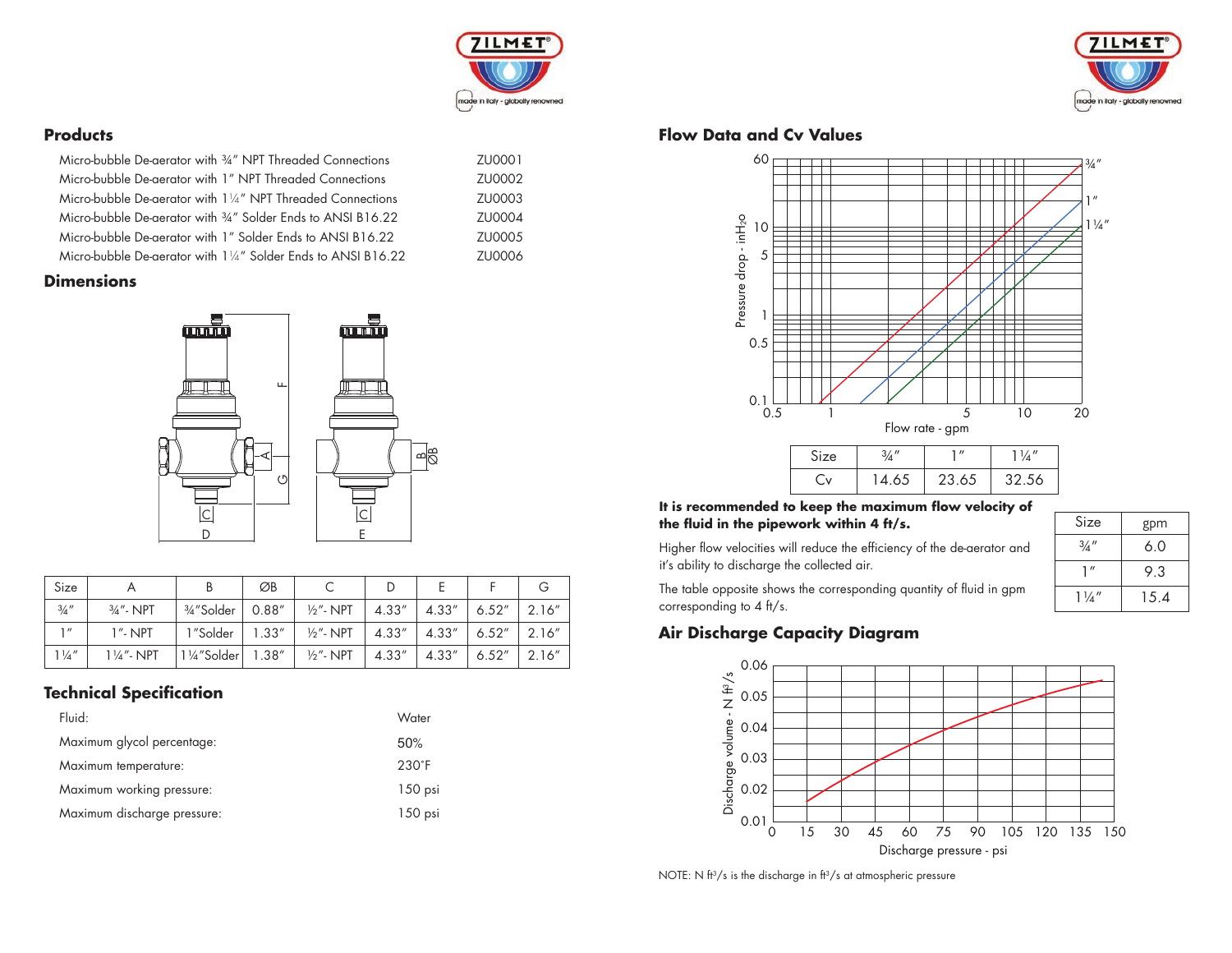## Products

| | |
|---|---|
| Micro-bubble De-aerator with ¾″ NPT Threaded Connections | ZU0001 |
| Micro-bubble De-aerator with 1″ NPT Threaded Connections | ZU0002 |
| Micro-bubble De-aerator with 1¼″ NPT Threaded Connections | ZU0003 |
| Micro-bubble De-aerator with ¾″ Solder Ends to ANSI B16.22 | ZU0004 |
| Micro-bubble De-aerator with 1″ Solder Ends to ANSI B16.22 | ZU0005 |
| Micro-bubble De-aerator with 1¼″ Solder Ends to ANSI B16.22 | ZU0006 |

## Dimensions

F
A
G
C
D
B
ØB
C
E

| Size | A | B | ØB | C | D | E | F | G |
|---|---|---|---|---|---|---|---|---|
| ¾″ | ¾″- NPT | ¾″Solder | 0.88″ | ½″- NPT | 4.33″ | 4.33″ | 6.52″ | 2.16″ |
| 1″ | 1″- NPT | 1″Solder | 1.33″ | ½″- NPT | 4.33″ | 4.33″ | 6.52″ | 2.16″ |
| 1¼″ | 1¼″- NPT | 1¼″Solder | 1.38″ | ½″- NPT | 4.33″ | 4.33″ | 6.52″ | 2.16″ |

## Technical Specification

| | |
|---|---|
| Fluid: | Water |
| Maximum glycol percentage: | 50% |
| Maximum temperature: | 230°F |
| Maximum working pressure: | 150 psi |
| Maximum discharge pressure: | 150 psi |

## Flow Data and Cv Values

Pressure drop - inH₂o
60
10
5
1
0.5
0.1
0.5 1 5 10 20
Flow rate - gpm
¾″
1″
1¼″

| Size | ¾″ | 1″ | 1¼″ |
|---|---|---|---|
| Cv | 14.65 | 23.65 | 32.56 |

**It is recommended to keep the maximum flow velocity of the fluid in the pipework within 4 ft/s.**

Higher flow velocities will reduce the efficiency of the de-aerator and it's ability to discharge the collected air.

The table opposite shows the corresponding quantity of fluid in gpm corresponding to 4 ft/s.

| Size | gpm |
|---|---|
| ¾″ | 6.0 |
| 1″ | 9.3 |
| 1¼″ | 15.4 |

## Air Discharge Capacity Diagram

Discharge volume - N ft³/s
0.06
0.05
0.04
0.03
0.02
0.01
0 15 30 45 60 75 90 105 120 135 150
Discharge pressure - psi

NOTE: N ft³/s is the discharge in ft³/s at atmospheric pressure